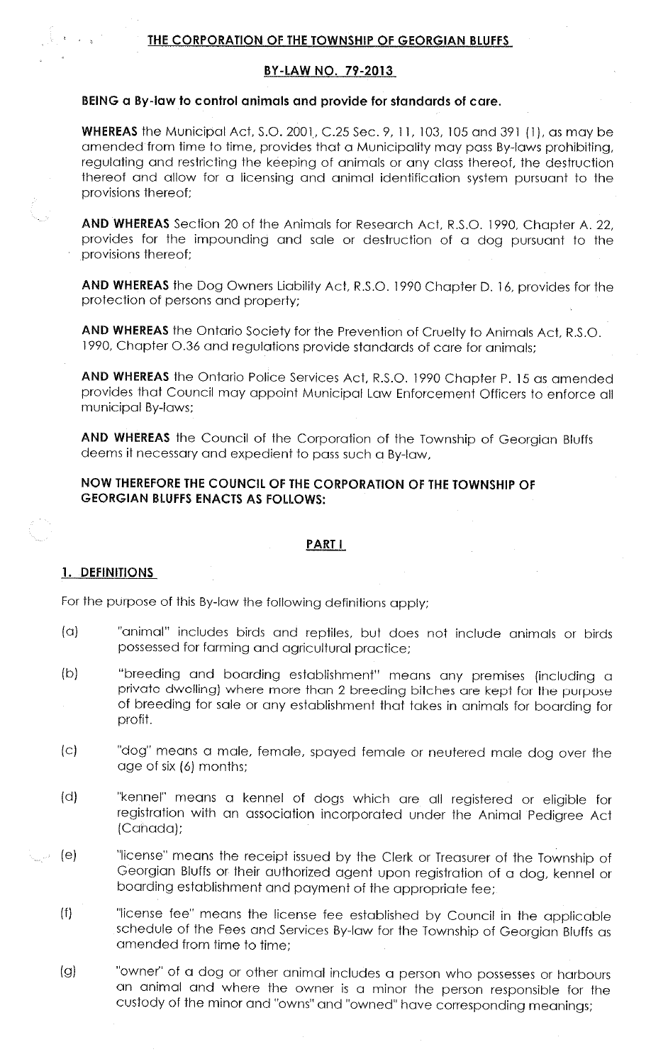**THE CORPORATION OF THE TOWNSHIP OF GEORGIAN BLUFFS**

**BY-LAW NO. 79-2013**

**BEING a By-law to control animals and provide for standards of care.**

**WHEREAS** the Municipal Act, S.O. 2001, C.25 Sec. 9, 11, 103, 105 and 391 (1), as may be amended from time to time, provides that a Municipality may pass By-laws prohibiting, regulating and restricting the keeping of animals or any class thereof, the destruction thereof and allow for a licensing and animal identification system pursuant to the provisions thereof;

**AND WHEREAS** Section 20 of the Animals for Research Act, R.S.O. 1990, Chapter A. 22, provides for the impounding and sale or destruction of a dog pursuant to the provisions thereof;

**AND WHEREAS** the Dog Owners Liability Act, R.S.O. 1990 Chapter D. 16, provides for the protection of persons and property;

**AND WHEREAS** the Ontario Society for the Prevention of Cruelty to Animals Act, R.S.O. 1990, Chapter O.36 and regulations provide standards of care for animals;

**AND WHEREAS** the Ontario Police Services Act, R.S.O. 1990 Chapter P. 15 as amended provides that Council may appoint Municipal Law Enforcement Officers to enforce all municipal By-laws;

**AND WHEREAS** the Council of the Corporation of the Township of Georgian Bluffs deems it necessary and expedient to pass such a By-law,

**NOW THEREFORE THE COUNCIL OF THE CORPORATION OF THE TOWNSHIP OF GEORGIAN BLUFFS ENACTS AS FOLLOWS:**

## PART I

### 1. DEFINITIONS

For the purpose of this By-law the following definitions apply;

(a) "animal" includes birds and reptiles, but does not include animals or birds possessed for farming and agricultural practice;

(b) "breeding and boarding establishment" means any premises (including a private dwelling) where more than 2 breeding bitches are kept for the purpose of breeding for sale or any establishment that takes in animals for boarding for profit.

(c) "dog" means a male, female, spayed female or neutered male dog over the age of six (6) months;

(d) "kennel" means a kennel of dogs which are all registered or eligible for registration with an association incorporated under the Animal Pedigree Act (Canada);

(e) "license" means the receipt issued by the Clerk or Treasurer of the Township of Georgian Bluffs or their authorized agent upon registration of a dog, kennel or boarding establishment and payment of the appropriate fee;

(f) "license fee" means the license fee established by Council in the applicable schedule of the Fees and Services By-law for the Township of Georgian Bluffs as amended from time to time;

(g) "owner" of a dog or other animal includes a person who possesses or harbours an animal and where the owner is a minor the person responsible for the custody of the minor and "owns" and "owned" have corresponding meanings;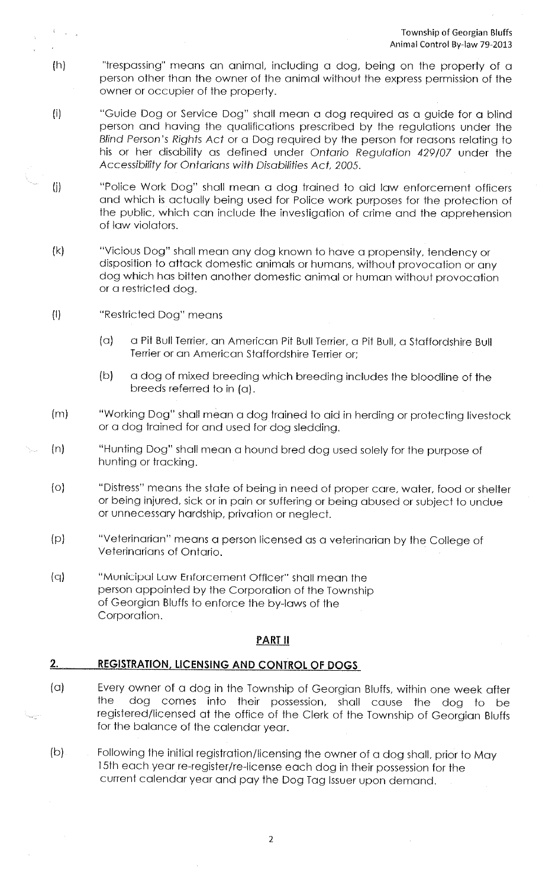(h) "trespassing" means an animal, including a dog, being on the property of a person other than the owner of the animal without the express permission of the owner or occupier of the property.

(i) "Guide Dog or Service Dog" shall mean a dog required as a guide for a blind person and having the qualifications prescribed by the regulations under the *Blind Person's Rights Act* or a Dog required by the person for reasons relating to his or her disability as defined under *Ontario Regulation 429/07* under the *Accessibility for Ontarians with Disabilities Act, 2005*.

(j) "Police Work Dog" shall mean a dog trained to aid law enforcement officers and which is actually being used for Police work purposes for the protection of the public, which can include the investigation of crime and the apprehension of law violators.

(k) "Vicious Dog" shall mean any dog known to have a propensity, tendency or disposition to attack domestic animals or humans, without provocation or any dog which has bitten another domestic animal or human without provocation or a restricted dog.

(l) "Restricted Dog" means

- (a) a Pit Bull Terrier, an American Pit Bull Terrier, a Pit Bull, a Staffordshire Bull Terrier or an American Staffordshire Terrier or;
- (b) a dog of mixed breeding which breeding includes the bloodline of the breeds referred to in (a).

(m) "Working Dog" shall mean a dog trained to aid in herding or protecting livestock or a dog trained for and used for dog sledding.

(n) "Hunting Dog" shall mean a hound bred dog used solely for the purpose of hunting or tracking.

(o) "Distress" means the state of being in need of proper care, water, food or shelter or being injured, sick or in pain or suffering or being abused or subject to undue or unnecessary hardship, privation or neglect.

(p) "Veterinarian" means a person licensed as a veterinarian by the College of Veterinarians of Ontario.

(q) "Municipal Law Enforcement Officer" shall mean the person appointed by the Corporation of the Township of Georgian Bluffs to enforce the by-laws of the Corporation.

## PART II

## 2. REGISTRATION, LICENSING AND CONTROL OF DOGS

(a) Every owner of a dog in the Township of Georgian Bluffs, within one week after the dog comes into their possession, shall cause the dog to be registered/licensed at the office of the Clerk of the Township of Georgian Bluffs for the balance of the calendar year.

(b) Following the initial registration/licensing the owner of a dog shall, prior to May 15th each year re-register/re-license each dog in their possession for the current calendar year and pay the Dog Tag Issuer upon demand.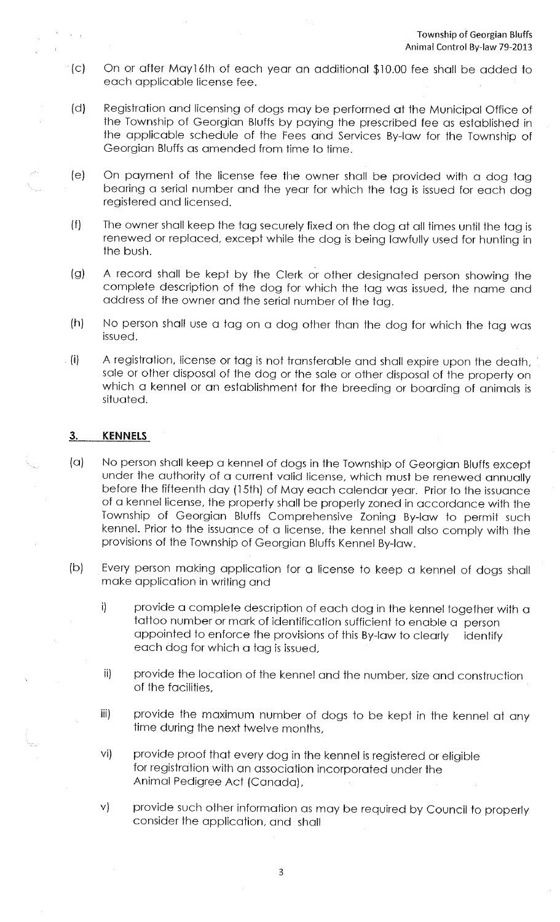(c) On or after May16th of each year an additional $10.00 fee shall be added to each applicable license fee.

(d) Registration and licensing of dogs may be performed at the Municipal Office of the Township of Georgian Bluffs by paying the prescribed fee as established in the applicable schedule of the Fees and Services By-law for the Township of Georgian Bluffs as amended from time to time.

(e) On payment of the license fee the owner shall be provided with a dog tag bearing a serial number and the year for which the tag is issued for each dog registered and licensed.

(f) The owner shall keep the tag securely fixed on the dog at all times until the tag is renewed or replaced, except while the dog is being lawfully used for hunting in the bush.

(g) A record shall be kept by the Clerk or other designated person showing the complete description of the dog for which the tag was issued, the name and address of the owner and the serial number of the tag.

(h) No person shall use a tag on a dog other than the dog for which the tag was issued.

(i) A registration, license or tag is not transferable and shall expire upon the death, sale or other disposal of the dog or the sale or other disposal of the property on which a kennel or an establishment for the breeding or boarding of animals is situated.

## 3. KENNELS

(a) No person shall keep a kennel of dogs in the Township of Georgian Bluffs except under the authority of a current valid license, which must be renewed annually before the fifteenth day (15th) of May each calendar year. Prior to the issuance of a kennel license, the property shall be properly zoned in accordance with the Township of Georgian Bluffs Comprehensive Zoning By-law to permit such kennel. Prior to the issuance of a license, the kennel shall also comply with the provisions of the Township of Georgian Bluffs Kennel By-law.

(b) Every person making application for a license to keep a kennel of dogs shall make application in writing and

   i) provide a complete description of each dog in the kennel together with a tattoo number or mark of identification sufficient to enable a person appointed to enforce the provisions of this By-law to clearly identify each dog for which a tag is issued,

   ii) provide the location of the kennel and the number, size and construction of the facilities,

   iii) provide the maximum number of dogs to be kept in the kennel at any time during the next twelve months,

   vi) provide proof that every dog in the kennel is registered or eligible for registration with an association incorporated under the Animal Pedigree Act (Canada),

   v) provide such other information as may be required by Council to properly consider the application, and shall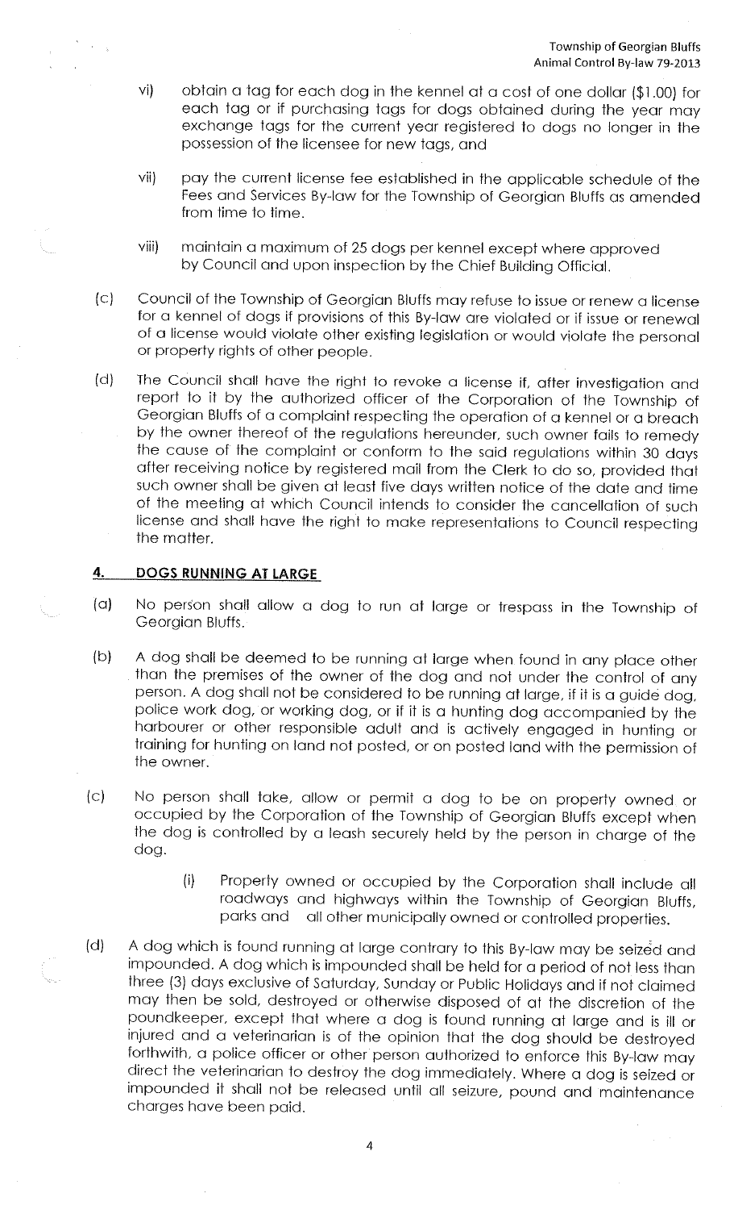vi) obtain a tag for each dog in the kennel at a cost of one dollar ($1.00) for each tag or if purchasing tags for dogs obtained during the year may exchange tags for the current year registered to dogs no longer in the possession of the licensee for new tags, and

vii) pay the current license fee established in the applicable schedule of the Fees and Services By-law for the Township of Georgian Bluffs as amended from time to time.

viii) maintain a maximum of 25 dogs per kennel except where approved by Council and upon inspection by the Chief Building Official.

(c) Council of the Township of Georgian Bluffs may refuse to issue or renew a license for a kennel of dogs if provisions of this By-law are violated or if issue or renewal of a license would violate other existing legislation or would violate the personal or property rights of other people.

(d) The Council shall have the right to revoke a license if, after investigation and report to it by the authorized officer of the Corporation of the Township of Georgian Bluffs of a complaint respecting the operation of a kennel or a breach by the owner thereof of the regulations hereunder, such owner fails to remedy the cause of the complaint or conform to the said regulations within 30 days after receiving notice by registered mail from the Clerk to do so, provided that such owner shall be given at least five days written notice of the date and time of the meeting at which Council intends to consider the cancellation of such license and shall have the right to make representations to Council respecting the matter.

## 4. DOGS RUNNING AT LARGE

(a) No person shall allow a dog to run at large or trespass in the Township of Georgian Bluffs.

(b) A dog shall be deemed to be running at large when found in any place other than the premises of the owner of the dog and not under the control of any person. A dog shall not be considered to be running at large, if it is a guide dog, police work dog, or working dog, or if it is a hunting dog accompanied by the harbourer or other responsible adult and is actively engaged in hunting or training for hunting on land not posted, or on posted land with the permission of the owner.

(c) No person shall take, allow or permit a dog to be on property owned or occupied by the Corporation of the Township of Georgian Bluffs except when the dog is controlled by a leash securely held by the person in charge of the dog.

(i) Property owned or occupied by the Corporation shall include all roadways and highways within the Township of Georgian Bluffs, parks and all other municipally owned or controlled properties.

(d) A dog which is found running at large contrary to this By-law may be seized and impounded. A dog which is impounded shall be held for a period of not less than three (3) days exclusive of Saturday, Sunday or Public Holidays and if not claimed may then be sold, destroyed or otherwise disposed of at the discretion of the poundkeeper, except that where a dog is found running at large and is ill or injured and a veterinarian is of the opinion that the dog should be destroyed forthwith, a police officer or other person authorized to enforce this By-law may direct the veterinarian to destroy the dog immediately. Where a dog is seized or impounded it shall not be released until all seizure, pound and maintenance charges have been paid.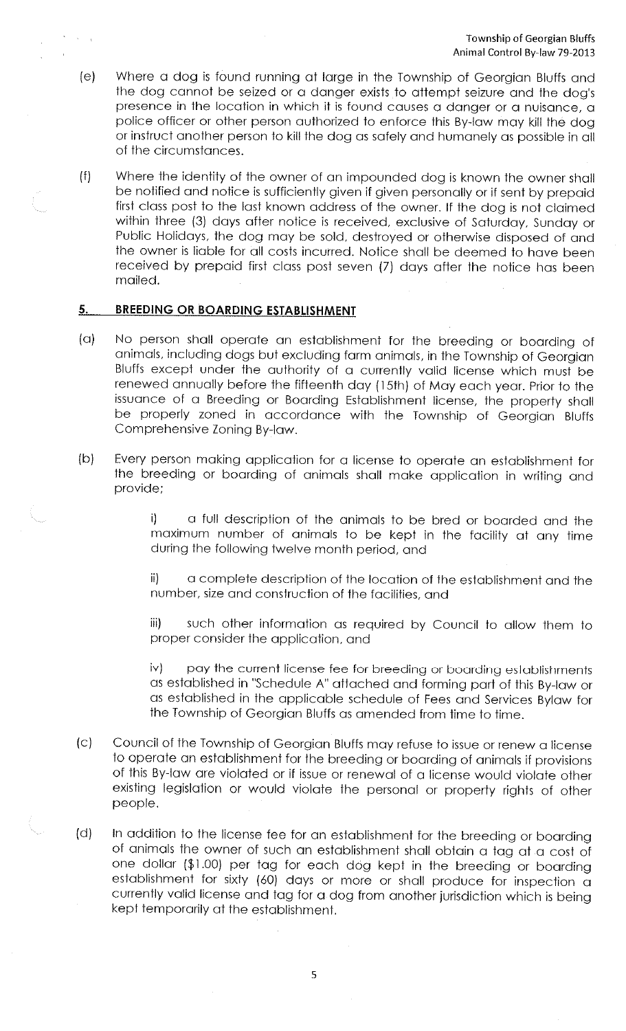(e) Where a dog is found running at large in the Township of Georgian Bluffs and the dog cannot be seized or a danger exists to attempt seizure and the dog's presence in the location in which it is found causes a danger or a nuisance, a police officer or other person authorized to enforce this By-law may kill the dog or instruct another person to kill the dog as safely and humanely as possible in all of the circumstances.

(f) Where the identity of the owner of an impounded dog is known the owner shall be notified and notice is sufficiently given if given personally or if sent by prepaid first class post to the last known address of the owner. If the dog is not claimed within three (3) days after notice is received, exclusive of Saturday, Sunday or Public Holidays, the dog may be sold, destroyed or otherwise disposed of and the owner is liable for all costs incurred. Notice shall be deemed to have been received by prepaid first class post seven (7) days after the notice has been mailed.

## 5. BREEDING OR BOARDING ESTABLISHMENT

(a) No person shall operate an establishment for the breeding or boarding of animals, including dogs but excluding farm animals, in the Township of Georgian Bluffs except under the authority of a currently valid license which must be renewed annually before the fifteenth day (15th) of May each year. Prior to the issuance of a Breeding or Boarding Establishment license, the property shall be properly zoned in accordance with the Township of Georgian Bluffs Comprehensive Zoning By-law.

(b) Every person making application for a license to operate an establishment for the breeding or boarding of animals shall make application in writing and provide;

> i) a full description of the animals to be bred or boarded and the maximum number of animals to be kept in the facility at any time during the following twelve month period, and
>
> ii) a complete description of the location of the establishment and the number, size and construction of the facilities, and
>
> iii) such other information as required by Council to allow them to proper consider the application, and
>
> iv) pay the current license fee for breeding or boarding establishments as established in "Schedule A" attached and forming part of this By-law or as established in the applicable schedule of Fees and Services Bylaw for the Township of Georgian Bluffs as amended from time to time.

(c) Council of the Township of Georgian Bluffs may refuse to issue or renew a license to operate an establishment for the breeding or boarding of animals if provisions of this By-law are violated or if issue or renewal of a license would violate other existing legislation or would violate the personal or property rights of other people.

(d) In addition to the license fee for an establishment for the breeding or boarding of animals the owner of such an establishment shall obtain a tag at a cost of one dollar ($1.00) per tag for each dog kept in the breeding or boarding establishment for sixty (60) days or more or shall produce for inspection a currently valid license and tag for a dog from another jurisdiction which is being kept temporarily at the establishment.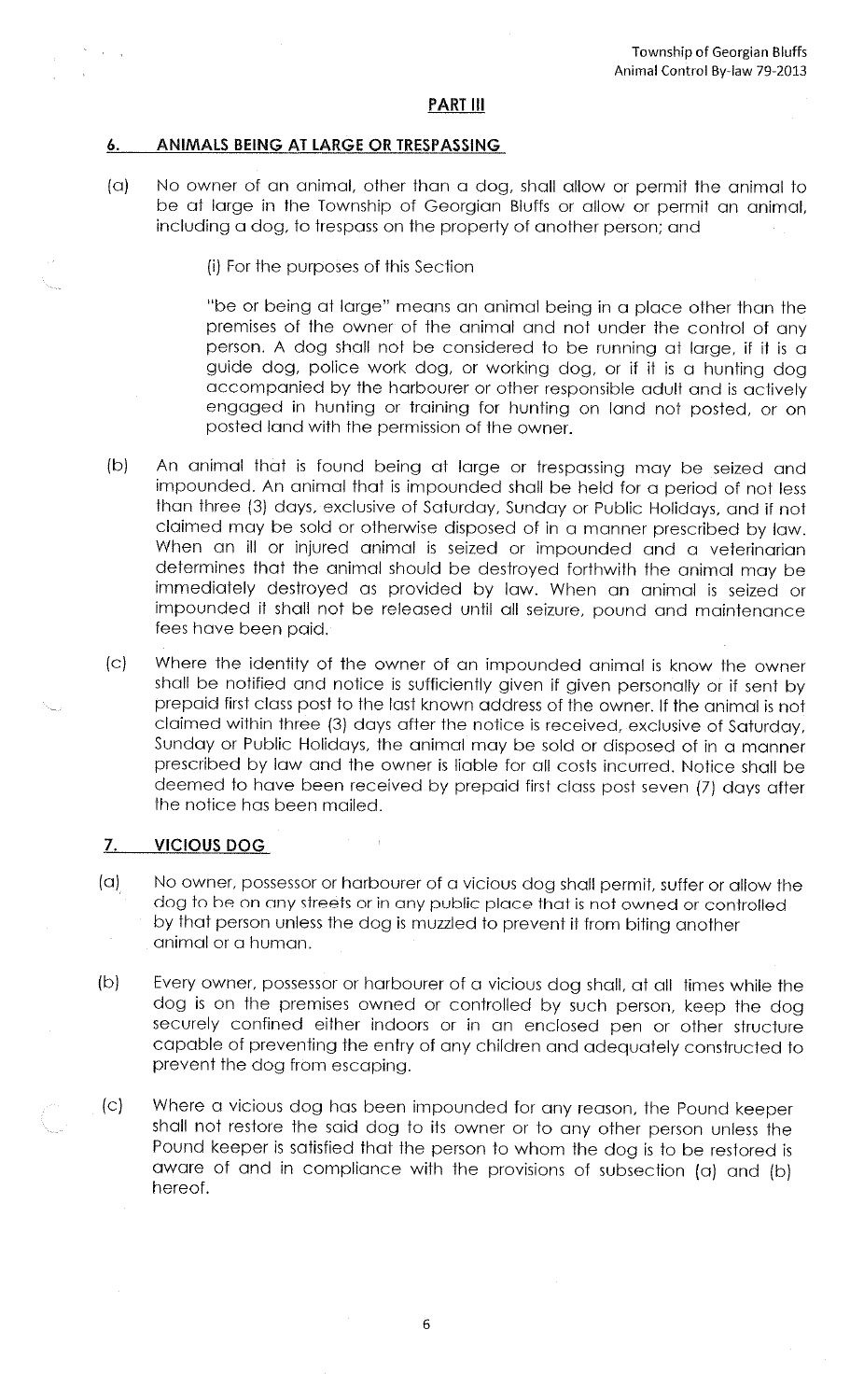## PART III

### 6. ANIMALS BEING AT LARGE OR TRESPASSING

(a) No owner of an animal, other than a dog, shall allow or permit the animal to be at large in the Township of Georgian Bluffs or allow or permit an animal, including a dog, to trespass on the property of another person; and

(i) For the purposes of this Section

"be or being at large" means an animal being in a place other than the premises of the owner of the animal and not under the control of any person. A dog shall not be considered to be running at large, if it is a guide dog, police work dog, or working dog, or if it is a hunting dog accompanied by the harbourer or other responsible adult and is actively engaged in hunting or training for hunting on land not posted, or on posted land with the permission of the owner.

(b) An animal that is found being at large or trespassing may be seized and impounded. An animal that is impounded shall be held for a period of not less than three (3) days, exclusive of Saturday, Sunday or Public Holidays, and if not claimed may be sold or otherwise disposed of in a manner prescribed by law. When an ill or injured animal is seized or impounded and a veterinarian determines that the animal should be destroyed forthwith the animal may be immediately destroyed as provided by law. When an animal is seized or impounded it shall not be released until all seizure, pound and maintenance fees have been paid.

(c) Where the identity of the owner of an impounded animal is know the owner shall be notified and notice is sufficiently given if given personally or if sent by prepaid first class post to the last known address of the owner. If the animal is not claimed within three (3) days after the notice is received, exclusive of Saturday, Sunday or Public Holidays, the animal may be sold or disposed of in a manner prescribed by law and the owner is liable for all costs incurred. Notice shall be deemed to have been received by prepaid first class post seven (7) days after the notice has been mailed.

### 7. VICIOUS DOG

(a) No owner, possessor or harbourer of a vicious dog shall permit, suffer or allow the dog to be on any streets or in any public place that is not owned or controlled by that person unless the dog is muzzled to prevent it from biting another animal or a human.

(b) Every owner, possessor or harbourer of a vicious dog shall, at all times while the dog is on the premises owned or controlled by such person, keep the dog securely confined either indoors or in an enclosed pen or other structure capable of preventing the entry of any children and adequately constructed to prevent the dog from escaping.

(c) Where a vicious dog has been impounded for any reason, the Pound keeper shall not restore the said dog to its owner or to any other person unless the Pound keeper is satisfied that the person to whom the dog is to be restored is aware of and in compliance with the provisions of subsection (a) and (b) hereof.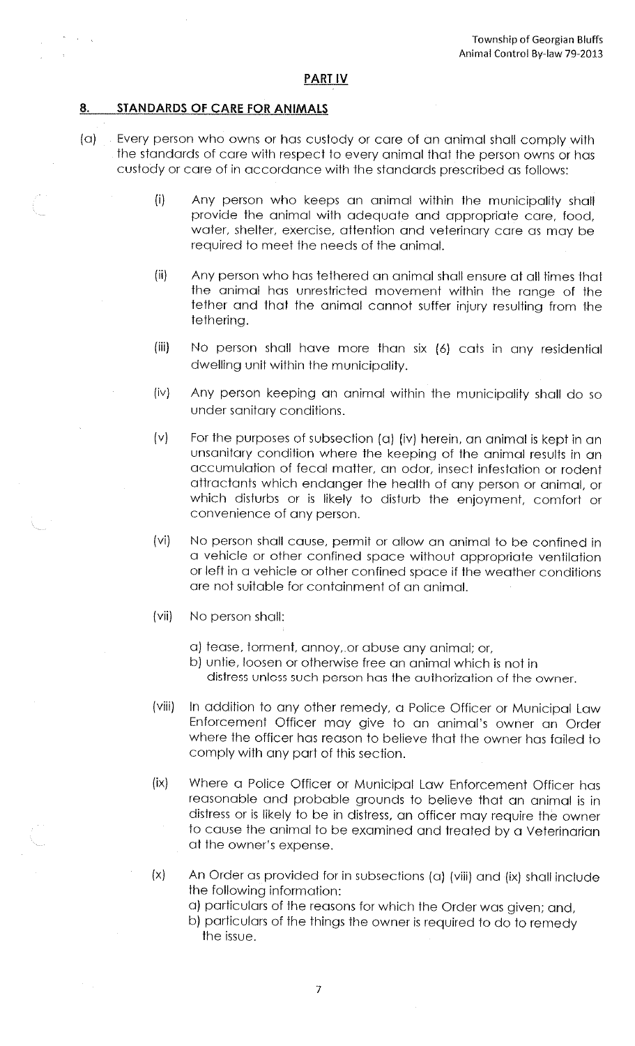## PART IV

### 8. STANDARDS OF CARE FOR ANIMALS

(a) Every person who owns or has custody or care of an animal shall comply with the standards of care with respect to every animal that the person owns or has custody or care of in accordance with the standards prescribed as follows:

(i) Any person who keeps an animal within the municipality shall provide the animal with adequate and appropriate care, food, water, shelter, exercise, attention and veterinary care as may be required to meet the needs of the animal.

(ii) Any person who has tethered an animal shall ensure at all times that the animal has unrestricted movement within the range of the tether and that the animal cannot suffer injury resulting from the tethering.

(iii) No person shall have more than six (6) cats in any residential dwelling unit within the municipality.

(iv) Any person keeping an animal within the municipality shall do so under sanitary conditions.

(v) For the purposes of subsection (a) (iv) herein, an animal is kept in an unsanitary condition where the keeping of the animal results in an accumulation of fecal matter, an odor, insect infestation or rodent attractants which endanger the health of any person or animal, or which disturbs or is likely to disturb the enjoyment, comfort or convenience of any person.

(vi) No person shall cause, permit or allow an animal to be confined in a vehicle or other confined space without appropriate ventilation or left in a vehicle or other confined space if the weather conditions are not suitable for containment of an animal.

(vii) No person shall:

a) tease, torment, annoy, or abuse any animal; or,
b) untie, loosen or otherwise free an animal which is not in distress unless such person has the authorization of the owner.

(viii) In addition to any other remedy, a Police Officer or Municipal Law Enforcement Officer may give to an animal's owner an Order where the officer has reason to believe that the owner has failed to comply with any part of this section.

(ix) Where a Police Officer or Municipal Law Enforcement Officer has reasonable and probable grounds to believe that an animal is in distress or is likely to be in distress, an officer may require the owner to cause the animal to be examined and treated by a Veterinarian at the owner's expense.

(x) An Order as provided for in subsections (a) (viii) and (ix) shall include the following information:
a) particulars of the reasons for which the Order was given; and,
b) particulars of the things the owner is required to do to remedy the issue.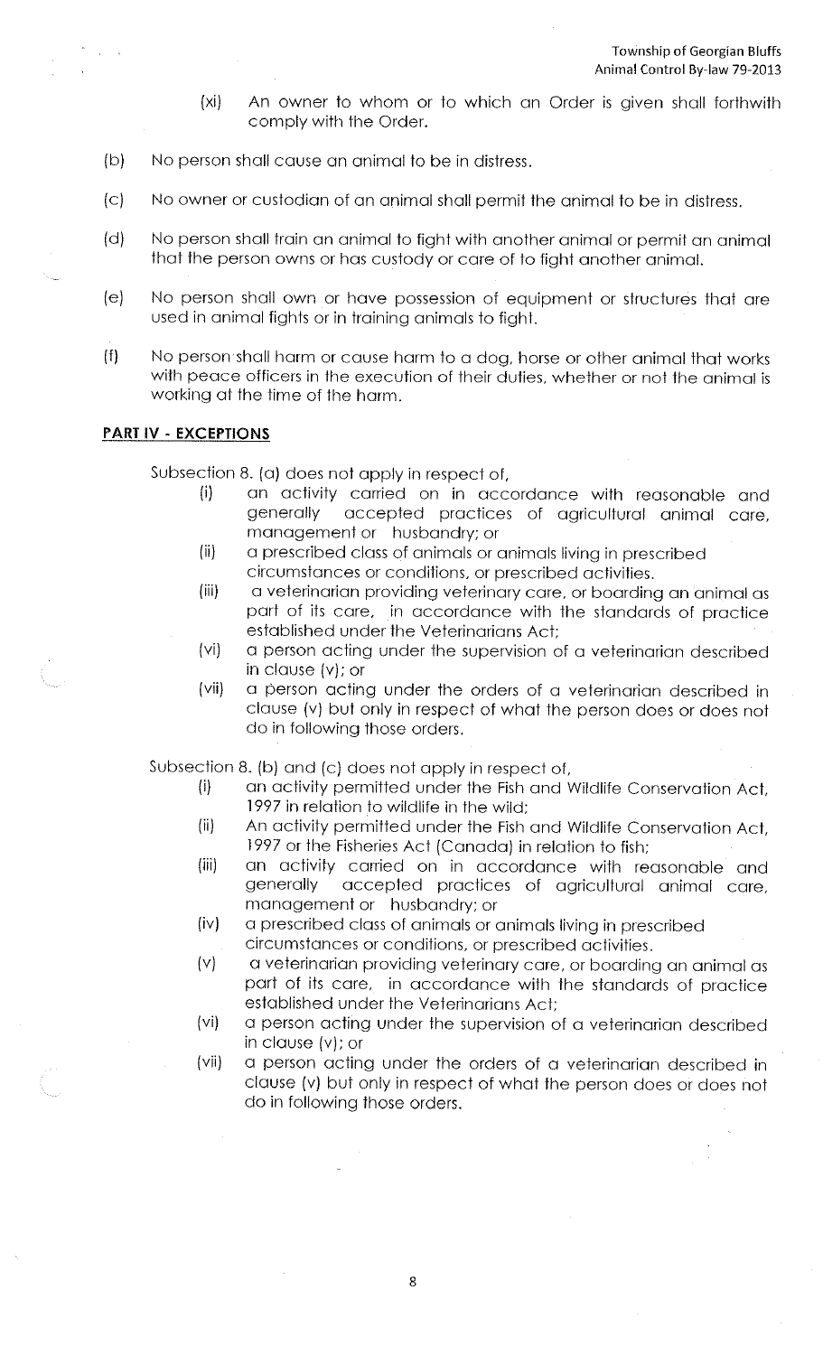(xi) An owner to whom or to which an Order is given shall forthwith comply with the Order.

(b) No person shall cause an animal to be in distress.

(c) No owner or custodian of an animal shall permit the animal to be in distress.

(d) No person shall train an animal to fight with another animal or permit an animal that the person owns or has custody or care of to fight another animal.

(e) No person shall own or have possession of equipment or structures that are used in animal fights or in training animals to fight.

(f) No person shall harm or cause harm to a dog, horse or other animal that works with peace officers in the execution of their duties, whether or not the animal is working at the time of the harm.

**PART IV - EXCEPTIONS**

Subsection 8. (a) does not apply in respect of,

- (i) an activity carried on in accordance with reasonable and generally accepted practices of agricultural animal care, management or husbandry; or
- (ii) a prescribed class of animals or animals living in prescribed circumstances or conditions, or prescribed activities.
- (iii) a veterinarian providing veterinary care, or boarding an animal as part of its care, in accordance with the standards of practice established under the Veterinarians Act;
- (vi) a person acting under the supervision of a veterinarian described in clause (v); or
- (vii) a person acting under the orders of a veterinarian described in clause (v) but only in respect of what the person does or does not do in following those orders.

Subsection 8. (b) and (c) does not apply in respect of,

- (i) an activity permitted under the Fish and Wildlife Conservation Act, 1997 in relation to wildlife in the wild;
- (ii) An activity permitted under the Fish and Wildlife Conservation Act, 1997 or the Fisheries Act (Canada) in relation to fish;
- (iii) an activity carried on in accordance with reasonable and generally accepted practices of agricultural animal care, management or husbandry; or
- (iv) a prescribed class of animals or animals living in prescribed circumstances or conditions, or prescribed activities.
- (v) a veterinarian providing veterinary care, or boarding an animal as part of its care, in accordance with the standards of practice established under the Veterinarians Act;
- (vi) a person acting under the supervision of a veterinarian described in clause (v); or
- (vii) a person acting under the orders of a veterinarian described in clause (v) but only in respect of what the person does or does not do in following those orders.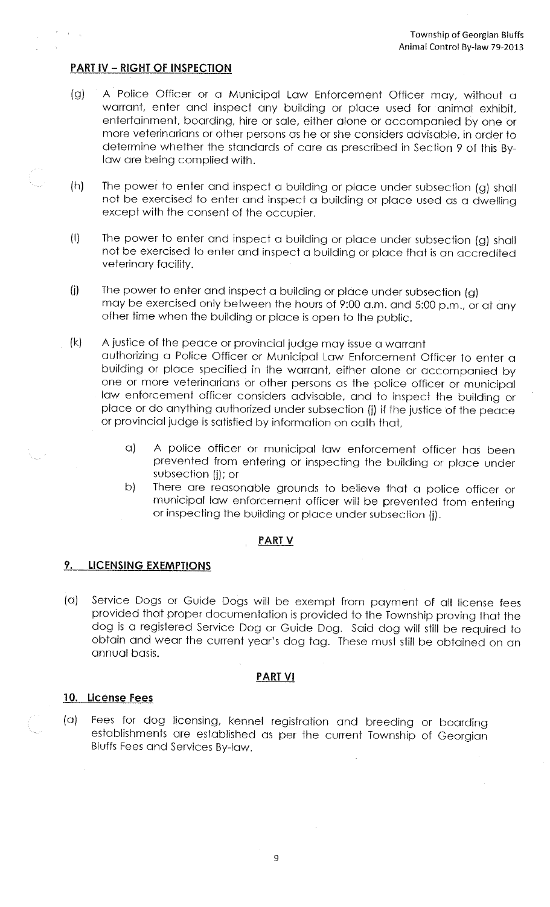## PART IV – RIGHT OF INSPECTION

(g) A Police Officer or a Municipal Law Enforcement Officer may, without a warrant, enter and inspect any building or place used for animal exhibit, entertainment, boarding, hire or sale, either alone or accompanied by one or more veterinarians or other persons as he or she considers advisable, in order to determine whether the standards of care as prescribed in Section 9 of this By-law are being complied with.

(h) The power to enter and inspect a building or place under subsection (g) shall not be exercised to enter and inspect a building or place used as a dwelling except with the consent of the occupier.

(I) The power to enter and inspect a building or place under subsection (g) shall not be exercised to enter and inspect a building or place that is an accredited veterinary facility.

(j) The power to enter and inspect a building or place under subsection (g) may be exercised only between the hours of 9:00 a.m. and 5:00 p.m., or at any other time when the building or place is open to the public.

(k) A justice of the peace or provincial judge may issue a warrant authorizing a Police Officer or Municipal Law Enforcement Officer to enter a building or place specified in the warrant, either alone or accompanied by one or more veterinarians or other persons as the police officer or municipal law enforcement officer considers advisable, and to inspect the building or place or do anything authorized under subsection (j) if the justice of the peace or provincial judge is satisfied by information on oath that,

   a) A police officer or municipal law enforcement officer has been prevented from entering or inspecting the building or place under subsection (j); or
   b) There are reasonable grounds to believe that a police officer or municipal law enforcement officer will be prevented from entering or inspecting the building or place under subsection (j).

## PART V

### 9. LICENSING EXEMPTIONS

(a) Service Dogs or Guide Dogs will be exempt from payment of all license fees provided that proper documentation is provided to the Township proving that the dog is a registered Service Dog or Guide Dog. Said dog will still be required to obtain and wear the current year's dog tag. These must still be obtained on an annual basis.

## PART VI

### 10. License Fees

(a) Fees for dog licensing, kennel registration and breeding or boarding establishments are established as per the current Township of Georgian Bluffs Fees and Services By-law.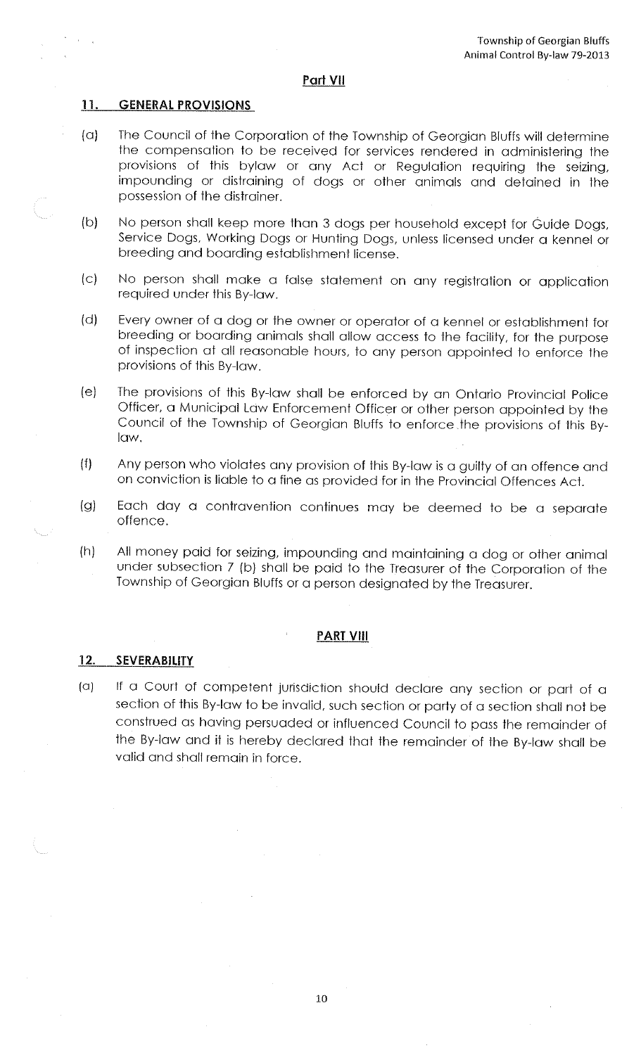## Part VII

### 11. GENERAL PROVISIONS

(a) The Council of the Corporation of the Township of Georgian Bluffs will determine the compensation to be received for services rendered in administering the provisions of this bylaw or any Act or Regulation requiring the seizing, impounding or distraining of dogs or other animals and detained in the possession of the distrainer.

(b) No person shall keep more than 3 dogs per household except for Guide Dogs, Service Dogs, Working Dogs or Hunting Dogs, unless licensed under a kennel or breeding and boarding establishment license.

(c) No person shall make a false statement on any registration or application required under this By-law.

(d) Every owner of a dog or the owner or operator of a kennel or establishment for breeding or boarding animals shall allow access to the facility, for the purpose of inspection at all reasonable hours, to any person appointed to enforce the provisions of this By-law.

(e) The provisions of this By-law shall be enforced by an Ontario Provincial Police Officer, a Municipal Law Enforcement Officer or other person appointed by the Council of the Township of Georgian Bluffs to enforce the provisions of this By-law.

(f) Any person who violates any provision of this By-law is a guilty of an offence and on conviction is liable to a fine as provided for in the Provincial Offences Act.

(g) Each day a contravention continues may be deemed to be a separate offence.

(h) All money paid for seizing, impounding and maintaining a dog or other animal under subsection 7 (b) shall be paid to the Treasurer of the Corporation of the Township of Georgian Bluffs or a person designated by the Treasurer.

## PART VIII

### 12. SEVERABILITY

(a) If a Court of competent jurisdiction should declare any section or part of a section of this By-law to be invalid, such section or party of a section shall not be construed as having persuaded or influenced Council to pass the remainder of the By-law and it is hereby declared that the remainder of the By-law shall be valid and shall remain in force.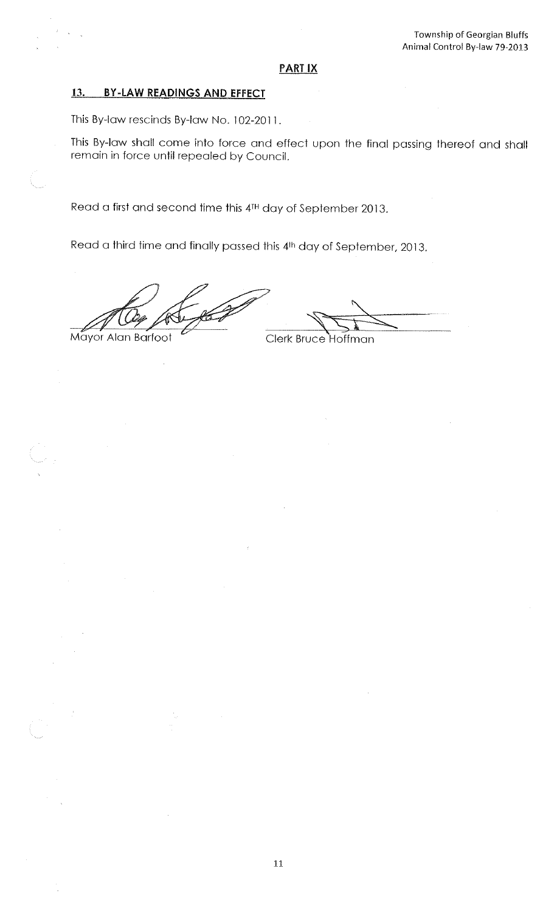## PART IX

### 13. BY-LAW READINGS AND EFFECT

This By-law rescinds By-law No. 102-2011.

This By-law shall come into force and effect upon the final passing thereof and shall remain in force until repealed by Council.

Read a first and second time this 4TH day of September 2013.

Read a third time and finally passed this 4th day of September, 2013.

Mayor Alan Barfoot

Clerk Bruce Hoffman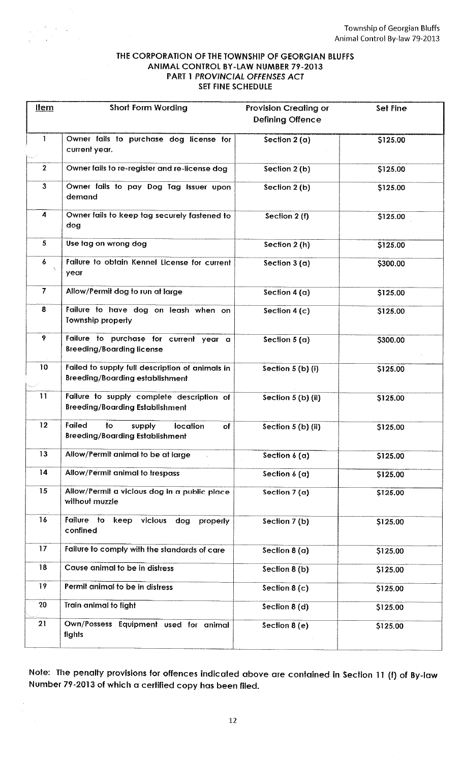# THE CORPORATION OF THE TOWNSHIP OF GEORGIAN BLUFFS
## ANIMAL CONTROL BY-LAW NUMBER 79-2013
## PART 1 *PROVINCIAL OFFENSES ACT*
## SET FINE SCHEDULE

| Item | Short Form Wording | Provision Creating or Defining Offence | Set Fine |
|---|---|---|---|
| 1 | Owner fails to purchase dog license for current year. | Section 2 (a) | $125.00 |
| 2 | Owner fails to re-register and re-license dog | Section 2 (b) | $125.00 |
| 3 | Owner fails to pay Dog Tag Issuer upon demand | Section 2 (b) | $125.00 |
| 4 | Owner fails to keep tag securely fastened to dog | Section 2 (f) | $125.00 |
| 5 | Use tag on wrong dog | Section 2 (h) | $125.00 |
| 6 | Failure to obtain Kennel License for current year | Section 3 (a) | $300.00 |
| 7 | Allow/Permit dog to run at large | Section 4 (a) | $125.00 |
| 8 | Failure to have dog on leash when on Township property | Section 4 (c) | $125.00 |
| 9 | Failure to purchase for current year a Breeding/Boarding license | Section 5 (a) | $300.00 |
| 10 | Failed to supply full description of animals in Breeding/Boarding establishment | Section 5 (b) (i) | $125.00 |
| 11 | Failure to supply complete description of Breeding/Boarding Establishment | Section 5 (b) (ii) | $125.00 |
| 12 | Failed to supply location of Breeding/Boarding Establishment | Section 5 (b) (ii) | $125.00 |
| 13 | Allow/Permit animal to be at large | Section 6 (a) | $125.00 |
| 14 | Allow/Permit animal to trespass | Section 6 (a) | $125.00 |
| 15 | Allow/Permit a vicious dog in a public place without muzzle | Section 7 (a) | $125.00 |
| 16 | Failure to keep vicious dog properly confined | Section 7 (b) | $125.00 |
| 17 | Failure to comply with the standards of care | Section 8 (a) | $125.00 |
| 18 | Cause animal to be in distress | Section 8 (b) | $125.00 |
| 19 | Permit animal to be in distress | Section 8 (c) | $125.00 |
| 20 | Train animal to fight | Section 8 (d) | $125.00 |
| 21 | Own/Possess Equipment used for animal fights | Section 8 (e) | $125.00 |

Note: The penalty provisions for offences indicated above are contained in Section 11 (f) of By-law Number 79-2013 of which a certified copy has been filed.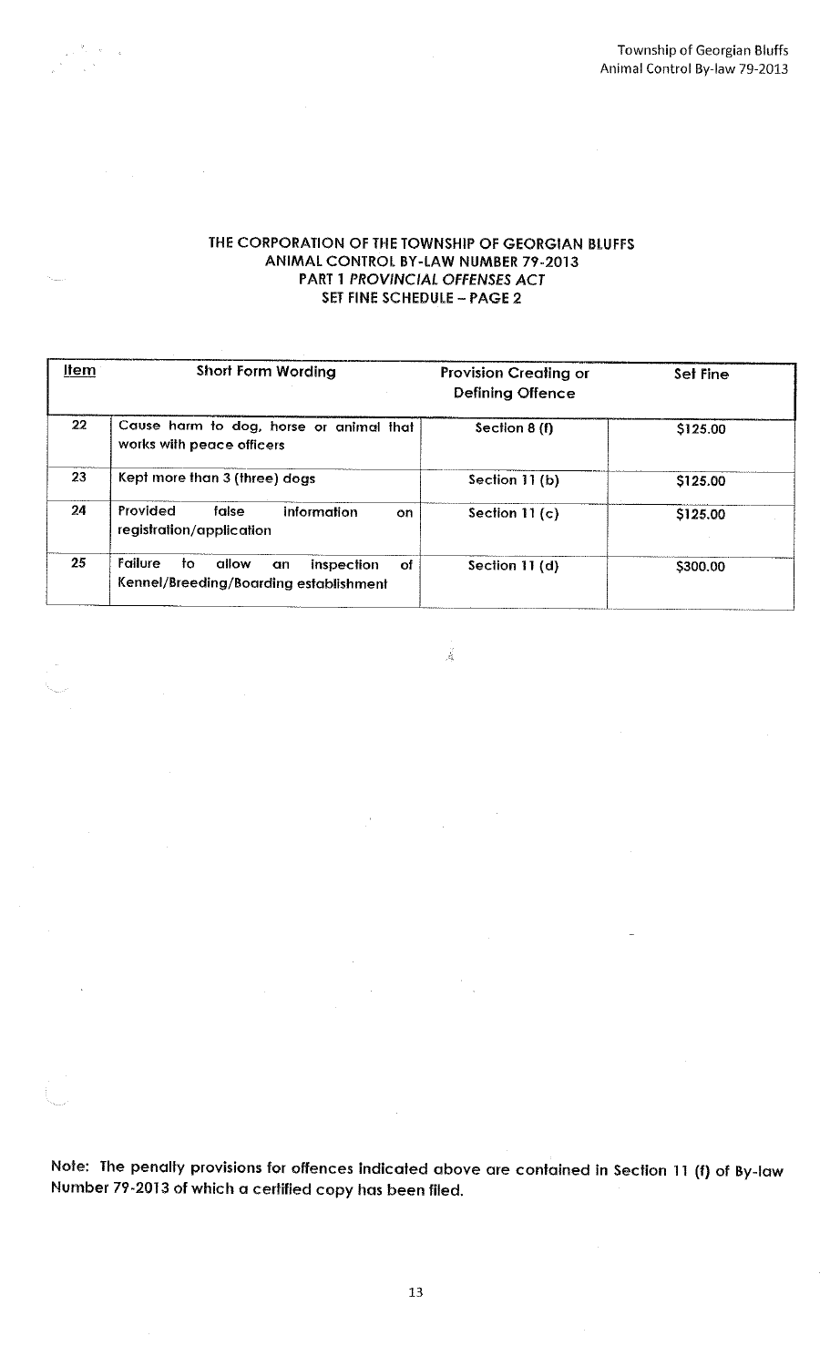# THE CORPORATION OF THE TOWNSHIP OF GEORGIAN BLUFFS
## ANIMAL CONTROL BY-LAW NUMBER 79-2013
## PART 1 *PROVINCIAL OFFENSES ACT*
## SET FINE SCHEDULE – PAGE 2

| Item | Short Form Wording | Provision Creating or Defining Offence | Set Fine |
|---|---|---|---|
| 22 | Cause harm to dog, horse or animal that works with peace officers | Section 8 (f) | $125.00 |
| 23 | Kept more than 3 (three) dogs | Section 11 (b) | $125.00 |
| 24 | Provided false information on registration/application | Section 11 (c) | $125.00 |
| 25 | Failure to allow an inspection of Kennel/Breeding/Boarding establishment | Section 11 (d) | $300.00 |

Note: The penalty provisions for offences indicated above are contained in Section 11 (f) of By-law Number 79-2013 of which a certified copy has been filed.